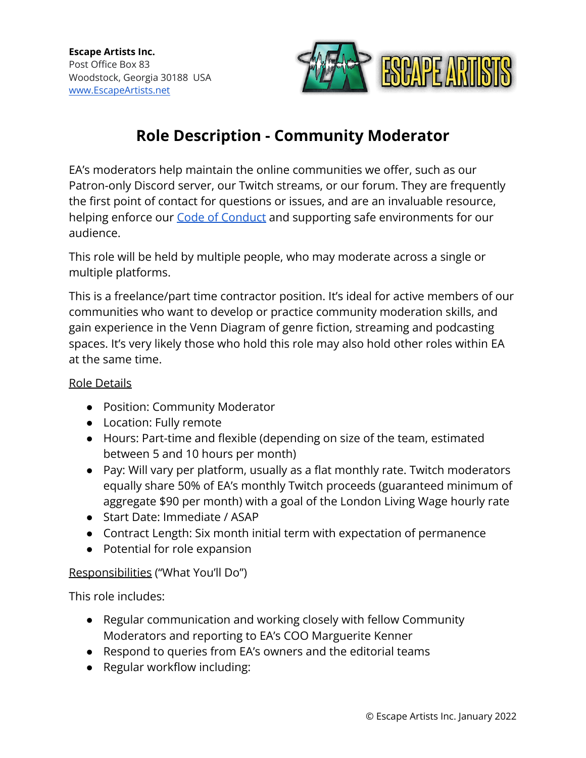**Escape Artists Inc.**
Post Office Box 83
Woodstock, Georgia 30188 USA
[www.EscapeArtists.net](http://www.EscapeArtists.net)

# Role Description - Community Moderator

EA's moderators help maintain the online communities we offer, such as our Patron-only Discord server, our Twitch streams, or our forum. They are frequently the first point of contact for questions or issues, and are an invaluable resource, helping enforce our [Code of Conduct]() and supporting safe environments for our audience.

This role will be held by multiple people, who may moderate across a single or multiple platforms.

This is a freelance/part time contractor position. It's ideal for active members of our communities who want to develop or practice community moderation skills, and gain experience in the Venn Diagram of genre fiction, streaming and podcasting spaces. It's very likely those who hold this role may also hold other roles within EA at the same time.

<u>Role Details</u>

- Position: Community Moderator
- Location: Fully remote
- Hours: Part-time and flexible (depending on size of the team, estimated between 5 and 10 hours per month)
- Pay: Will vary per platform, usually as a flat monthly rate. Twitch moderators equally share 50% of EA's monthly Twitch proceeds (guaranteed minimum of aggregate $90 per month) with a goal of the London Living Wage hourly rate
- Start Date: Immediate / ASAP
- Contract Length: Six month initial term with expectation of permanence
- Potential for role expansion

<u>Responsibilities</u> ("What You'll Do")

This role includes:

- Regular communication and working closely with fellow Community Moderators and reporting to EA's COO Marguerite Kenner
- Respond to queries from EA's owners and the editorial teams
- Regular workflow including: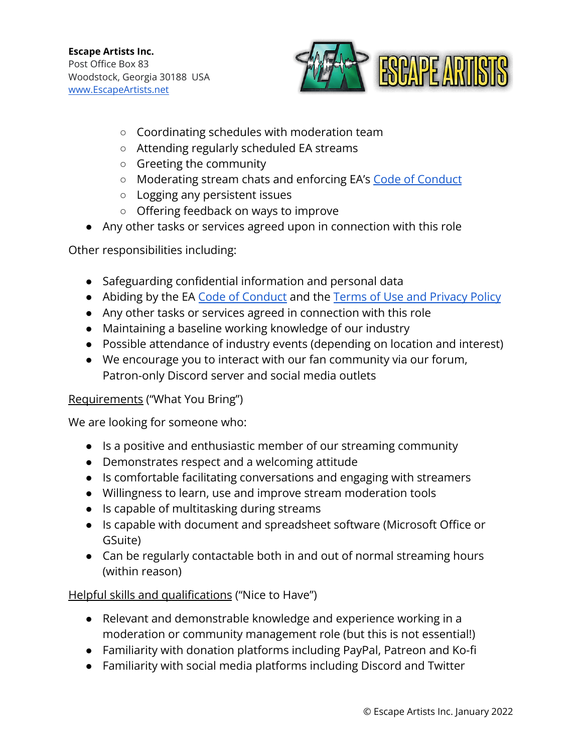- Coordinating schedules with moderation team
  - Attending regularly scheduled EA streams
  - Greeting the community
  - Moderating stream chats and enforcing EA's Code of Conduct
  - Logging any persistent issues
  - Offering feedback on ways to improve
- Any other tasks or services agreed upon in connection with this role

Other responsibilities including:

- Safeguarding confidential information and personal data
- Abiding by the EA Code of Conduct and the Terms of Use and Privacy Policy
- Any other tasks or services agreed in connection with this role
- Maintaining a baseline working knowledge of our industry
- Possible attendance of industry events (depending on location and interest)
- We encourage you to interact with our fan community via our forum, Patron-only Discord server and social media outlets

Requirements ("What You Bring")

We are looking for someone who:

- Is a positive and enthusiastic member of our streaming community
- Demonstrates respect and a welcoming attitude
- Is comfortable facilitating conversations and engaging with streamers
- Willingness to learn, use and improve stream moderation tools
- Is capable of multitasking during streams
- Is capable with document and spreadsheet software (Microsoft Office or GSuite)
- Can be regularly contactable both in and out of normal streaming hours (within reason)

Helpful skills and qualifications ("Nice to Have")

- Relevant and demonstrable knowledge and experience working in a moderation or community management role (but this is not essential!)
- Familiarity with donation platforms including PayPal, Patreon and Ko-fi
- Familiarity with social media platforms including Discord and Twitter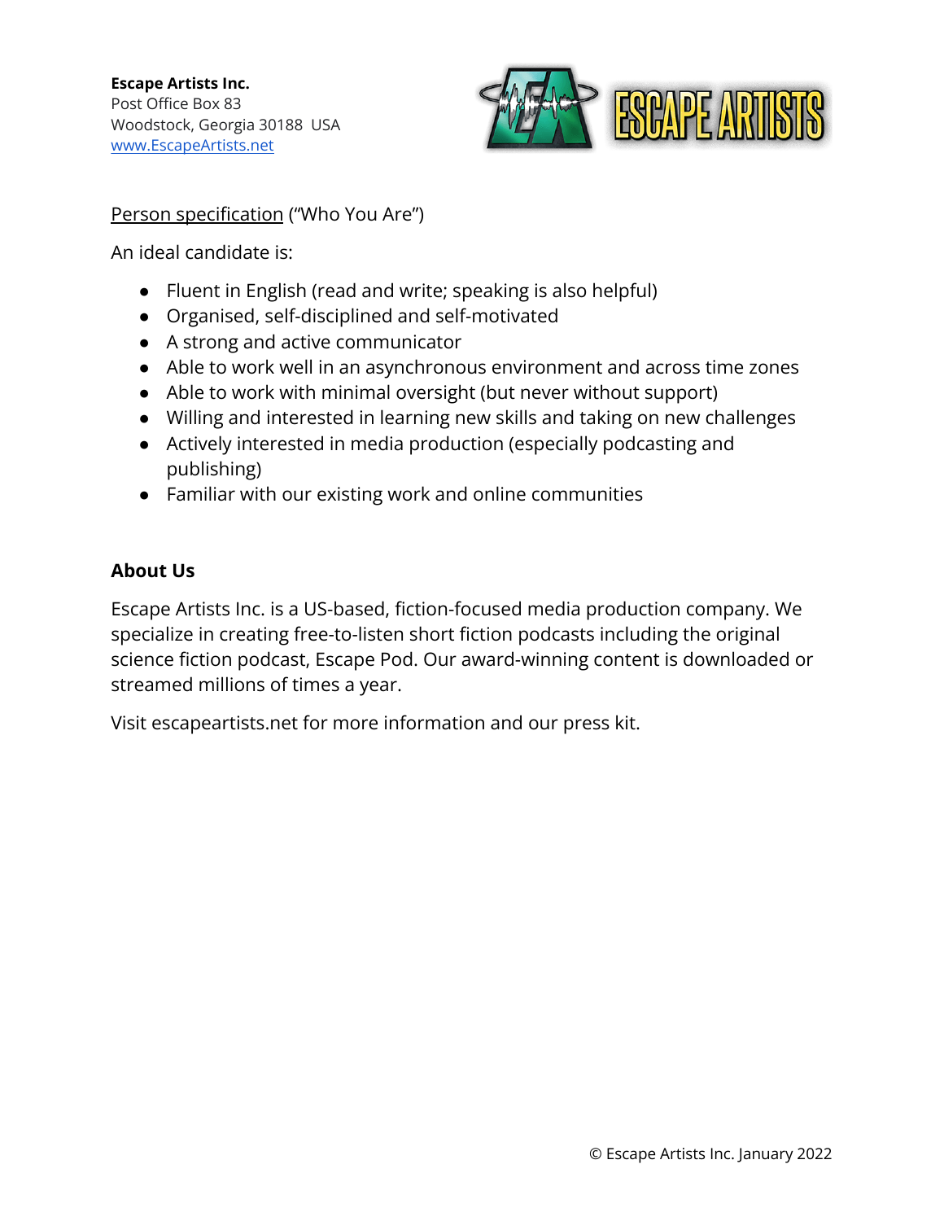**Escape Artists Inc.**
Post Office Box 83
Woodstock, Georgia 30188 USA
[www.EscapeArtists.net](http://www.EscapeArtists.net)

Person specification ("Who You Are")

An ideal candidate is:

- Fluent in English (read and write; speaking is also helpful)
- Organised, self-disciplined and self-motivated
- A strong and active communicator
- Able to work well in an asynchronous environment and across time zones
- Able to work with minimal oversight (but never without support)
- Willing and interested in learning new skills and taking on new challenges
- Actively interested in media production (especially podcasting and publishing)
- Familiar with our existing work and online communities

## About Us

Escape Artists Inc. is a US-based, fiction-focused media production company. We specialize in creating free-to-listen short fiction podcasts including the original science fiction podcast, Escape Pod. Our award-winning content is downloaded or streamed millions of times a year.

Visit escapeartists.net for more information and our press kit.

© Escape Artists Inc. January 2022